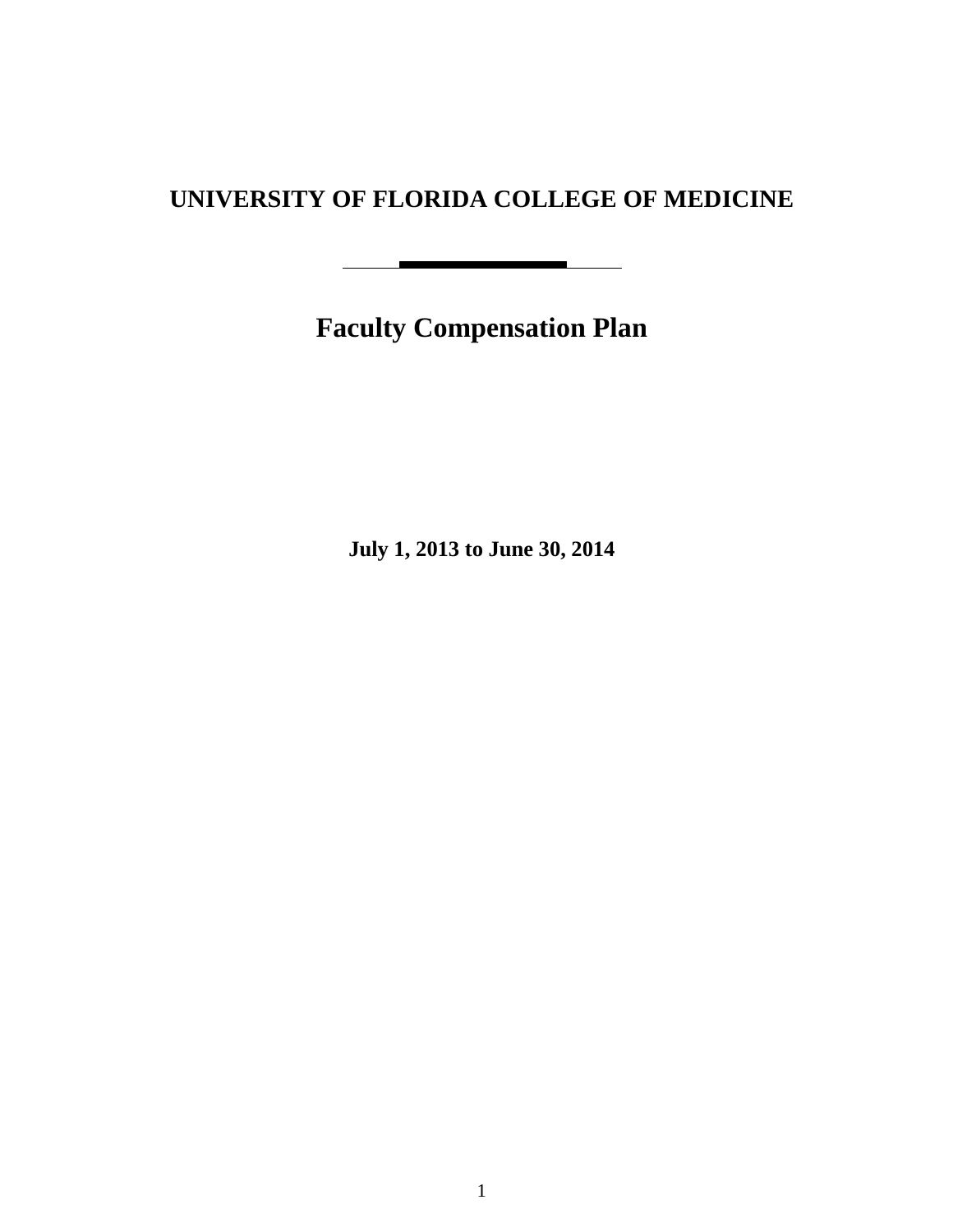# UNIVERSITY OF FLORIDA COLLEGE OF MEDICINE

## Faculty Compensation Plan

**July 1, 2013 to June 30, 2014**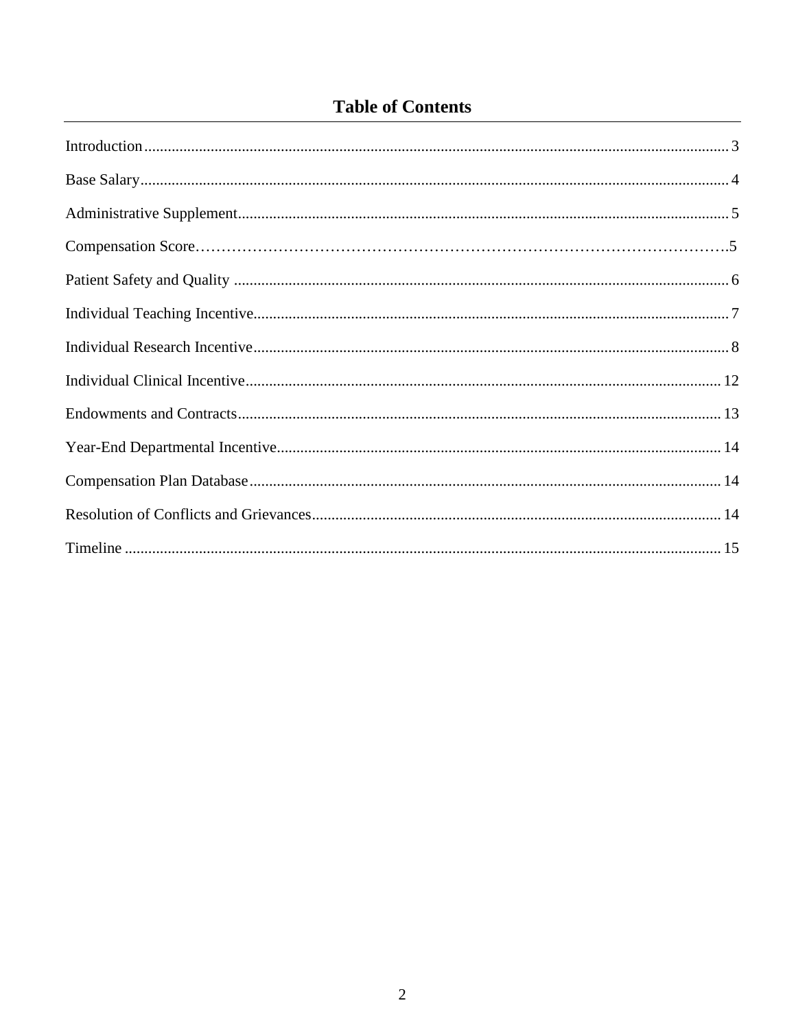# Table of Contents

Introduction .......... 3

Base Salary .......... 4

Administrative Supplement .......... 5

Compensation Score .......... 5

Patient Safety and Quality .......... 6

Individual Teaching Incentive .......... 7

Individual Research Incentive .......... 8

Individual Clinical Incentive .......... 12

Endowments and Contracts .......... 13

Year-End Departmental Incentive .......... 14

Compensation Plan Database .......... 14

Resolution of Conflicts and Grievances .......... 14

Timeline .......... 15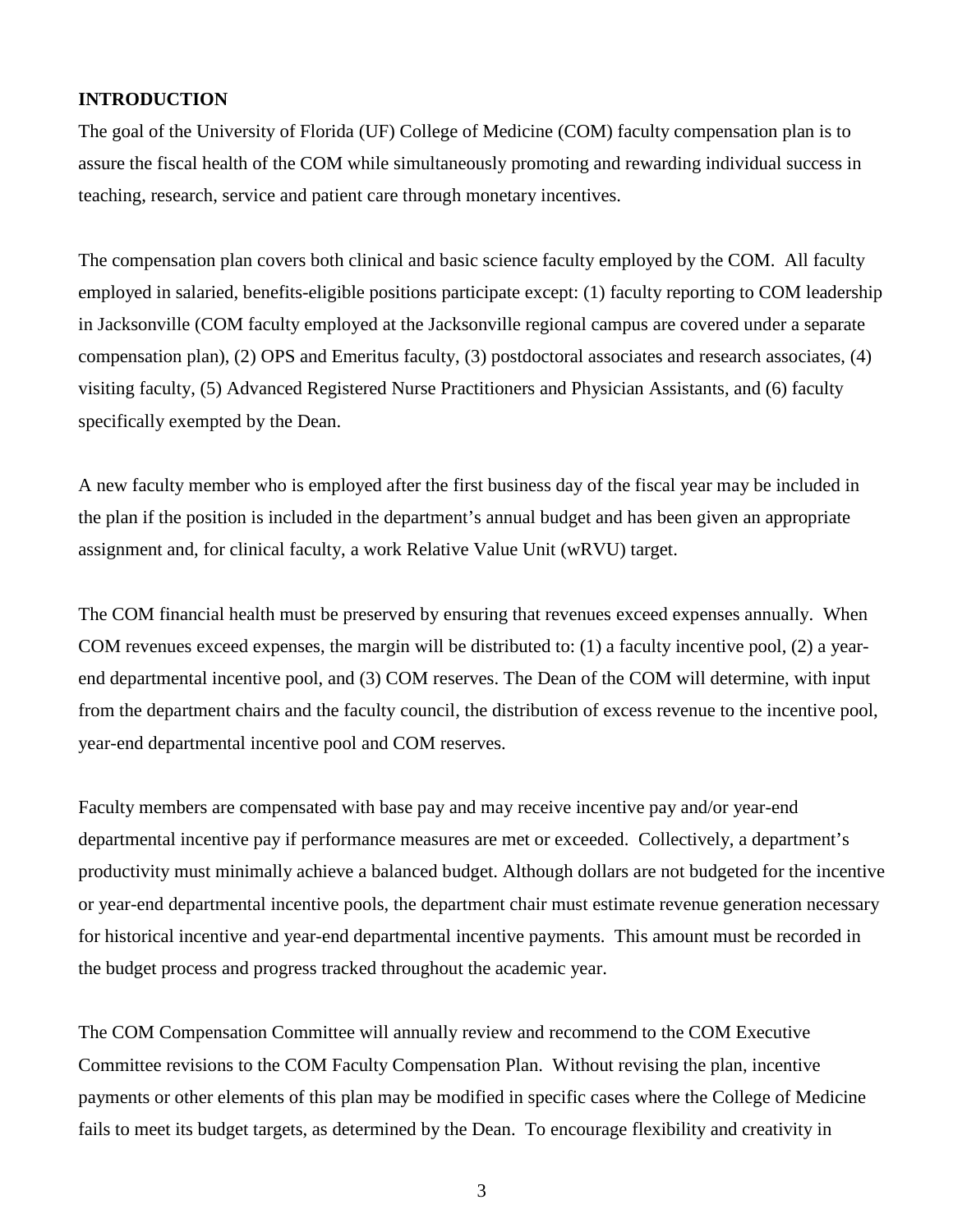## INTRODUCTION

The goal of the University of Florida (UF) College of Medicine (COM) faculty compensation plan is to assure the fiscal health of the COM while simultaneously promoting and rewarding individual success in teaching, research, service and patient care through monetary incentives.

The compensation plan covers both clinical and basic science faculty employed by the COM. All faculty employed in salaried, benefits-eligible positions participate except: (1) faculty reporting to COM leadership in Jacksonville (COM faculty employed at the Jacksonville regional campus are covered under a separate compensation plan), (2) OPS and Emeritus faculty, (3) postdoctoral associates and research associates, (4) visiting faculty, (5) Advanced Registered Nurse Practitioners and Physician Assistants, and (6) faculty specifically exempted by the Dean.

A new faculty member who is employed after the first business day of the fiscal year may be included in the plan if the position is included in the department's annual budget and has been given an appropriate assignment and, for clinical faculty, a work Relative Value Unit (wRVU) target.

The COM financial health must be preserved by ensuring that revenues exceed expenses annually. When COM revenues exceed expenses, the margin will be distributed to: (1) a faculty incentive pool, (2) a year-end departmental incentive pool, and (3) COM reserves. The Dean of the COM will determine, with input from the department chairs and the faculty council, the distribution of excess revenue to the incentive pool, year-end departmental incentive pool and COM reserves.

Faculty members are compensated with base pay and may receive incentive pay and/or year-end departmental incentive pay if performance measures are met or exceeded. Collectively, a department's productivity must minimally achieve a balanced budget. Although dollars are not budgeted for the incentive or year-end departmental incentive pools, the department chair must estimate revenue generation necessary for historical incentive and year-end departmental incentive payments. This amount must be recorded in the budget process and progress tracked throughout the academic year.

The COM Compensation Committee will annually review and recommend to the COM Executive Committee revisions to the COM Faculty Compensation Plan. Without revising the plan, incentive payments or other elements of this plan may be modified in specific cases where the College of Medicine fails to meet its budget targets, as determined by the Dean. To encourage flexibility and creativity in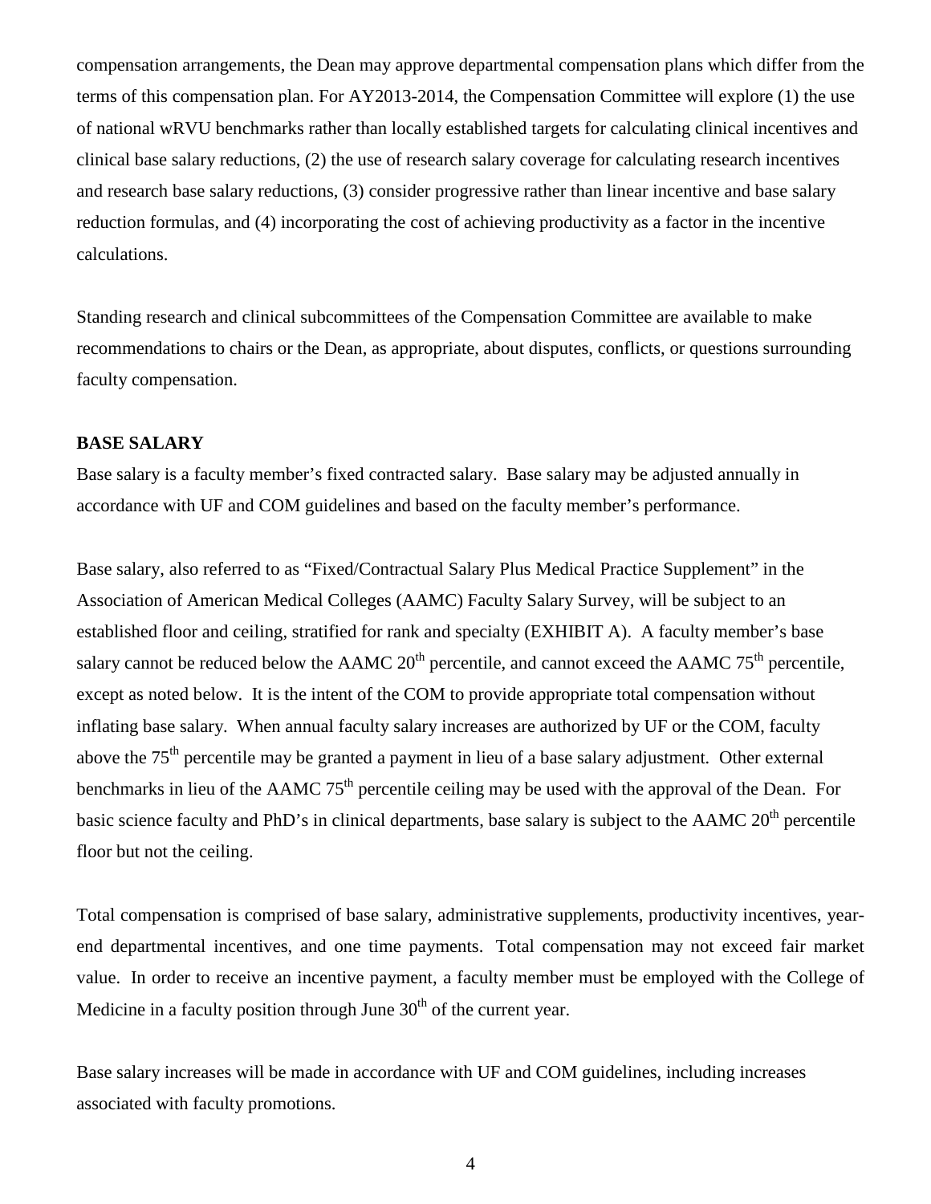compensation arrangements, the Dean may approve departmental compensation plans which differ from the terms of this compensation plan. For AY2013-2014, the Compensation Committee will explore (1) the use of national wRVU benchmarks rather than locally established targets for calculating clinical incentives and clinical base salary reductions, (2) the use of research salary coverage for calculating research incentives and research base salary reductions, (3) consider progressive rather than linear incentive and base salary reduction formulas, and (4) incorporating the cost of achieving productivity as a factor in the incentive calculations.

Standing research and clinical subcommittees of the Compensation Committee are available to make recommendations to chairs or the Dean, as appropriate, about disputes, conflicts, or questions surrounding faculty compensation.

**BASE SALARY**

Base salary is a faculty member's fixed contracted salary. Base salary may be adjusted annually in accordance with UF and COM guidelines and based on the faculty member's performance.

Base salary, also referred to as "Fixed/Contractual Salary Plus Medical Practice Supplement" in the Association of American Medical Colleges (AAMC) Faculty Salary Survey, will be subject to an established floor and ceiling, stratified for rank and specialty (EXHIBIT A). A faculty member's base salary cannot be reduced below the AAMC 20th percentile, and cannot exceed the AAMC 75th percentile, except as noted below. It is the intent of the COM to provide appropriate total compensation without inflating base salary. When annual faculty salary increases are authorized by UF or the COM, faculty above the 75th percentile may be granted a payment in lieu of a base salary adjustment. Other external benchmarks in lieu of the AAMC 75th percentile ceiling may be used with the approval of the Dean. For basic science faculty and PhD's in clinical departments, base salary is subject to the AAMC 20th percentile floor but not the ceiling.

Total compensation is comprised of base salary, administrative supplements, productivity incentives, year-end departmental incentives, and one time payments. Total compensation may not exceed fair market value. In order to receive an incentive payment, a faculty member must be employed with the College of Medicine in a faculty position through June 30th of the current year.

Base salary increases will be made in accordance with UF and COM guidelines, including increases associated with faculty promotions.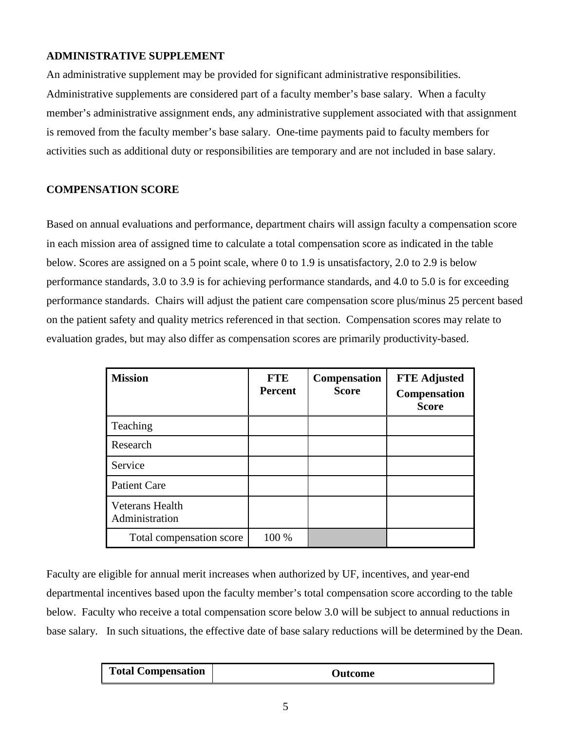**ADMINISTRATIVE SUPPLEMENT**

An administrative supplement may be provided for significant administrative responsibilities. Administrative supplements are considered part of a faculty member's base salary. When a faculty member's administrative assignment ends, any administrative supplement associated with that assignment is removed from the faculty member's base salary. One-time payments paid to faculty members for activities such as additional duty or responsibilities are temporary and are not included in base salary.

**COMPENSATION SCORE**

Based on annual evaluations and performance, department chairs will assign faculty a compensation score in each mission area of assigned time to calculate a total compensation score as indicated in the table below. Scores are assigned on a 5 point scale, where 0 to 1.9 is unsatisfactory, 2.0 to 2.9 is below performance standards, 3.0 to 3.9 is for achieving performance standards, and 4.0 to 5.0 is for exceeding performance standards. Chairs will adjust the patient care compensation score plus/minus 25 percent based on the patient safety and quality metrics referenced in that section. Compensation scores may relate to evaluation grades, but may also differ as compensation scores are primarily productivity-based.

| Mission | FTE Percent | Compensation Score | FTE Adjusted Compensation Score |
|---|---|---|---|
| Teaching | | | |
| Research | | | |
| Service | | | |
| Patient Care | | | |
| Veterans Health Administration | | | |
| Total compensation score | 100 % | | |

Faculty are eligible for annual merit increases when authorized by UF, incentives, and year-end departmental incentives based upon the faculty member's total compensation score according to the table below. Faculty who receive a total compensation score below 3.0 will be subject to annual reductions in base salary. In such situations, the effective date of base salary reductions will be determined by the Dean.

| Total Compensation | Outcome |
|---|---|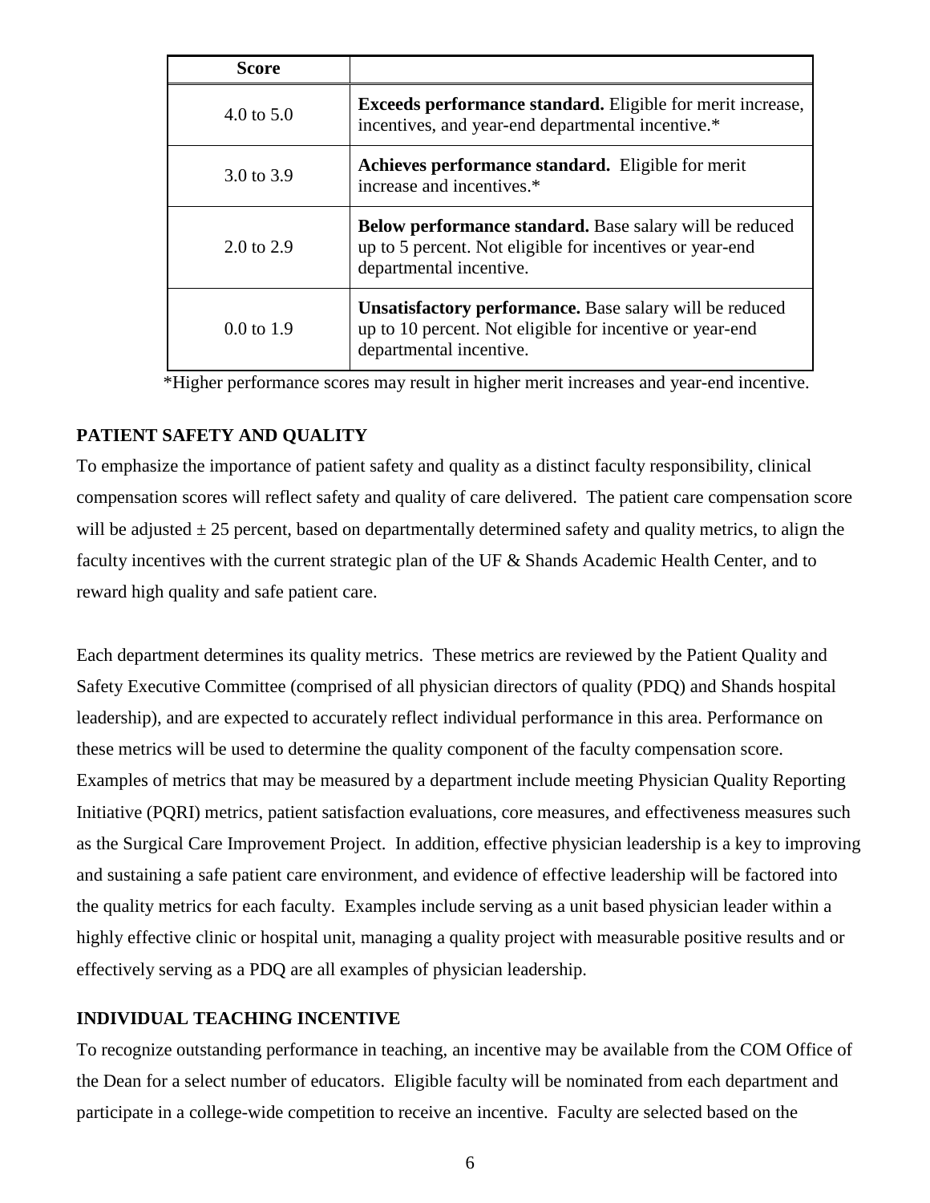| Score | |
|---|---|
| 4.0 to 5.0 | **Exceeds performance standard.** Eligible for merit increase, incentives, and year-end departmental incentive.* |
| 3.0 to 3.9 | **Achieves performance standard.** Eligible for merit increase and incentives.* |
| 2.0 to 2.9 | **Below performance standard.** Base salary will be reduced up to 5 percent. Not eligible for incentives or year-end departmental incentive. |
| 0.0 to 1.9 | **Unsatisfactory performance.** Base salary will be reduced up to 10 percent. Not eligible for incentive or year-end departmental incentive. |

*Higher performance scores may result in higher merit increases and year-end incentive.

## PATIENT SAFETY AND QUALITY

To emphasize the importance of patient safety and quality as a distinct faculty responsibility, clinical compensation scores will reflect safety and quality of care delivered. The patient care compensation score will be adjusted ± 25 percent, based on departmentally determined safety and quality metrics, to align the faculty incentives with the current strategic plan of the UF & Shands Academic Health Center, and to reward high quality and safe patient care.

Each department determines its quality metrics. These metrics are reviewed by the Patient Quality and Safety Executive Committee (comprised of all physician directors of quality (PDQ) and Shands hospital leadership), and are expected to accurately reflect individual performance in this area. Performance on these metrics will be used to determine the quality component of the faculty compensation score. Examples of metrics that may be measured by a department include meeting Physician Quality Reporting Initiative (PQRI) metrics, patient satisfaction evaluations, core measures, and effectiveness measures such as the Surgical Care Improvement Project. In addition, effective physician leadership is a key to improving and sustaining a safe patient care environment, and evidence of effective leadership will be factored into the quality metrics for each faculty. Examples include serving as a unit based physician leader within a highly effective clinic or hospital unit, managing a quality project with measurable positive results and or effectively serving as a PDQ are all examples of physician leadership.

## INDIVIDUAL TEACHING INCENTIVE

To recognize outstanding performance in teaching, an incentive may be available from the COM Office of the Dean for a select number of educators. Eligible faculty will be nominated from each department and participate in a college-wide competition to receive an incentive. Faculty are selected based on the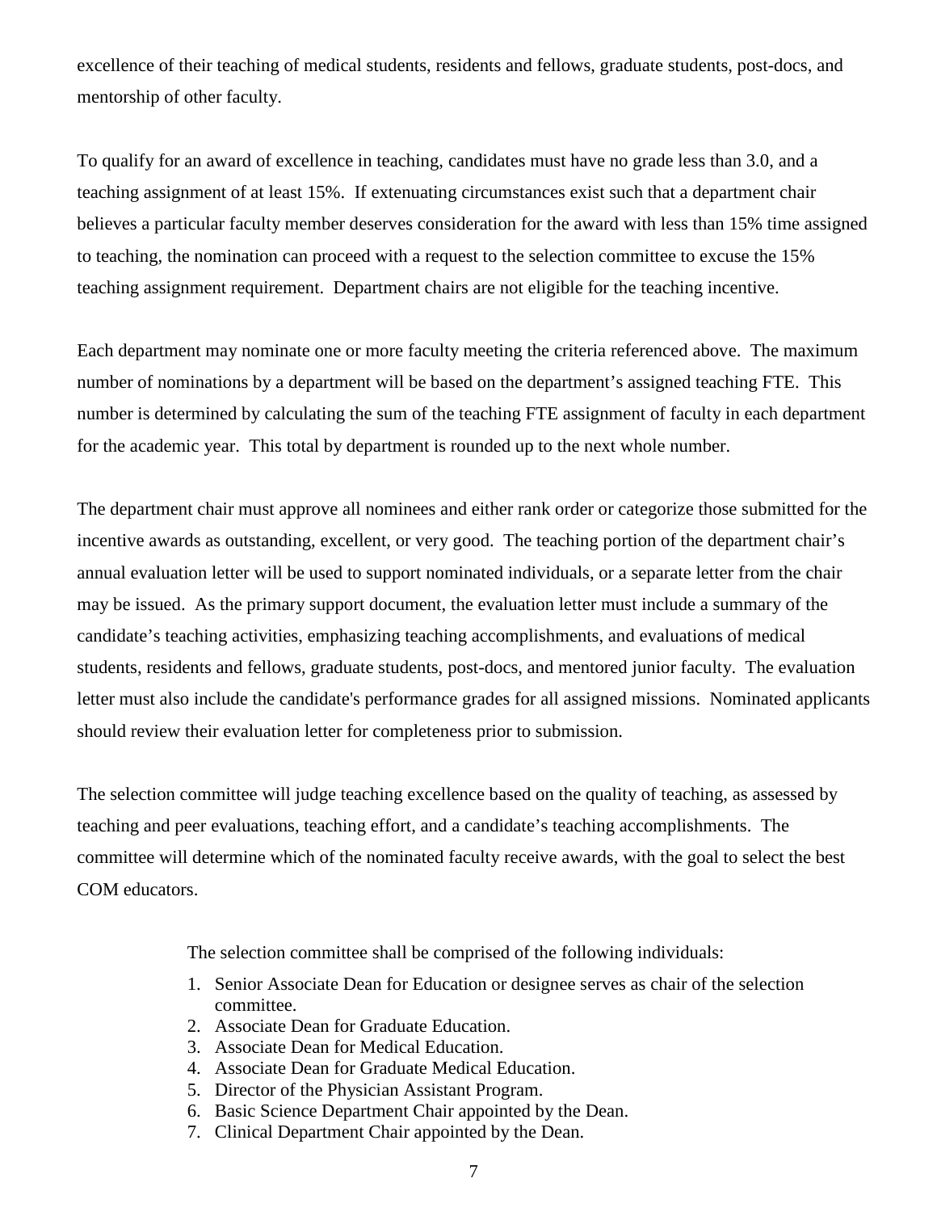excellence of their teaching of medical students, residents and fellows, graduate students, post-docs, and mentorship of other faculty.

To qualify for an award of excellence in teaching, candidates must have no grade less than 3.0, and a teaching assignment of at least 15%. If extenuating circumstances exist such that a department chair believes a particular faculty member deserves consideration for the award with less than 15% time assigned to teaching, the nomination can proceed with a request to the selection committee to excuse the 15% teaching assignment requirement. Department chairs are not eligible for the teaching incentive.

Each department may nominate one or more faculty meeting the criteria referenced above. The maximum number of nominations by a department will be based on the department's assigned teaching FTE. This number is determined by calculating the sum of the teaching FTE assignment of faculty in each department for the academic year. This total by department is rounded up to the next whole number.

The department chair must approve all nominees and either rank order or categorize those submitted for the incentive awards as outstanding, excellent, or very good. The teaching portion of the department chair's annual evaluation letter will be used to support nominated individuals, or a separate letter from the chair may be issued. As the primary support document, the evaluation letter must include a summary of the candidate's teaching activities, emphasizing teaching accomplishments, and evaluations of medical students, residents and fellows, graduate students, post-docs, and mentored junior faculty. The evaluation letter must also include the candidate's performance grades for all assigned missions. Nominated applicants should review their evaluation letter for completeness prior to submission.

The selection committee will judge teaching excellence based on the quality of teaching, as assessed by teaching and peer evaluations, teaching effort, and a candidate's teaching accomplishments. The committee will determine which of the nominated faculty receive awards, with the goal to select the best COM educators.

The selection committee shall be comprised of the following individuals:

1. Senior Associate Dean for Education or designee serves as chair of the selection committee.
2. Associate Dean for Graduate Education.
3. Associate Dean for Medical Education.
4. Associate Dean for Graduate Medical Education.
5. Director of the Physician Assistant Program.
6. Basic Science Department Chair appointed by the Dean.
7. Clinical Department Chair appointed by the Dean.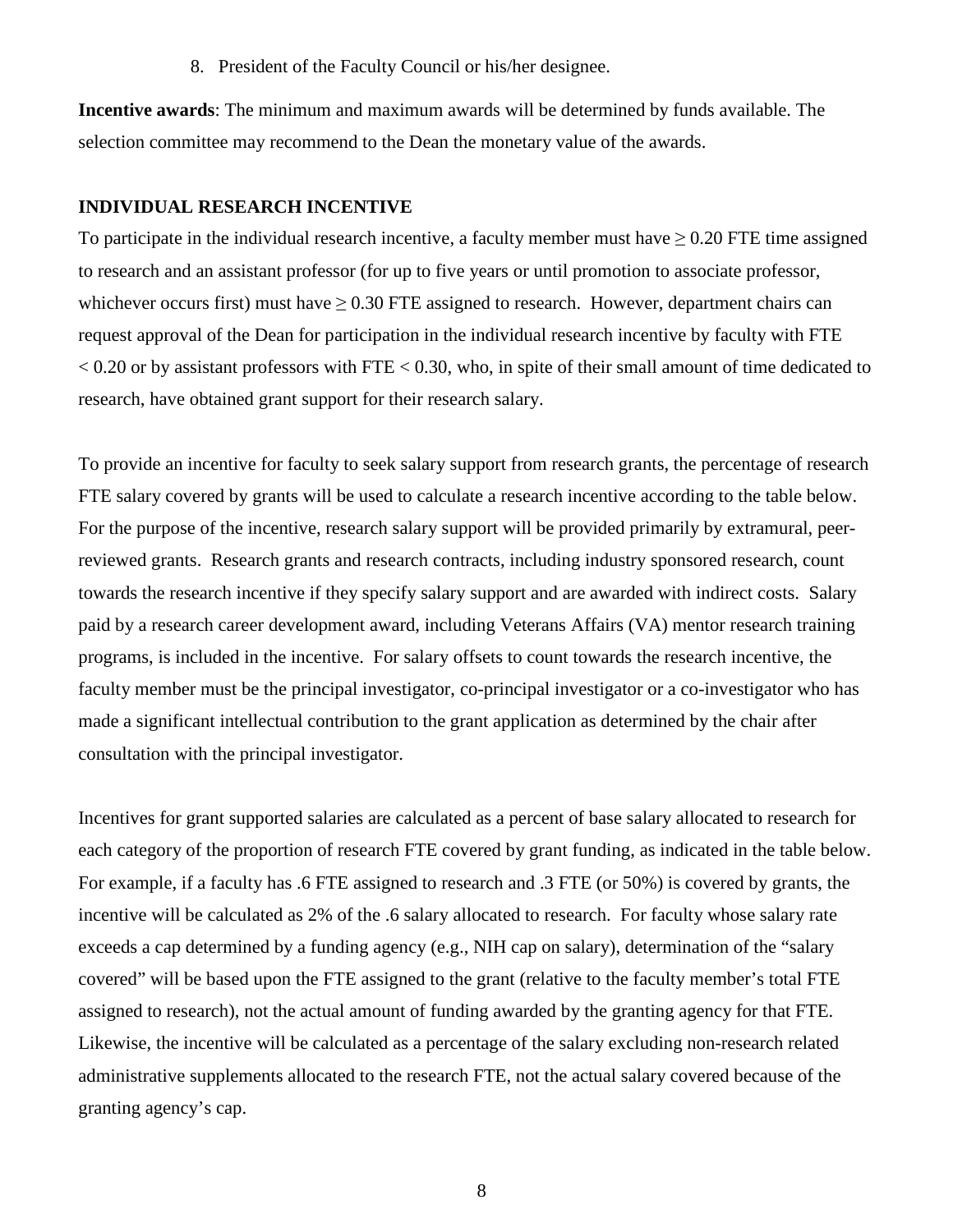8. President of the Faculty Council or his/her designee.

**Incentive awards**: The minimum and maximum awards will be determined by funds available. The selection committee may recommend to the Dean the monetary value of the awards.

**INDIVIDUAL RESEARCH INCENTIVE**

To participate in the individual research incentive, a faculty member must have ≥ 0.20 FTE time assigned to research and an assistant professor (for up to five years or until promotion to associate professor, whichever occurs first) must have ≥ 0.30 FTE assigned to research. However, department chairs can request approval of the Dean for participation in the individual research incentive by faculty with FTE < 0.20 or by assistant professors with FTE < 0.30, who, in spite of their small amount of time dedicated to research, have obtained grant support for their research salary.

To provide an incentive for faculty to seek salary support from research grants, the percentage of research FTE salary covered by grants will be used to calculate a research incentive according to the table below. For the purpose of the incentive, research salary support will be provided primarily by extramural, peer-reviewed grants. Research grants and research contracts, including industry sponsored research, count towards the research incentive if they specify salary support and are awarded with indirect costs. Salary paid by a research career development award, including Veterans Affairs (VA) mentor research training programs, is included in the incentive. For salary offsets to count towards the research incentive, the faculty member must be the principal investigator, co-principal investigator or a co-investigator who has made a significant intellectual contribution to the grant application as determined by the chair after consultation with the principal investigator.

Incentives for grant supported salaries are calculated as a percent of base salary allocated to research for each category of the proportion of research FTE covered by grant funding, as indicated in the table below. For example, if a faculty has .6 FTE assigned to research and .3 FTE (or 50%) is covered by grants, the incentive will be calculated as 2% of the .6 salary allocated to research. For faculty whose salary rate exceeds a cap determined by a funding agency (e.g., NIH cap on salary), determination of the "salary covered" will be based upon the FTE assigned to the grant (relative to the faculty member's total FTE assigned to research), not the actual amount of funding awarded by the granting agency for that FTE. Likewise, the incentive will be calculated as a percentage of the salary excluding non-research related administrative supplements allocated to the research FTE, not the actual salary covered because of the granting agency's cap.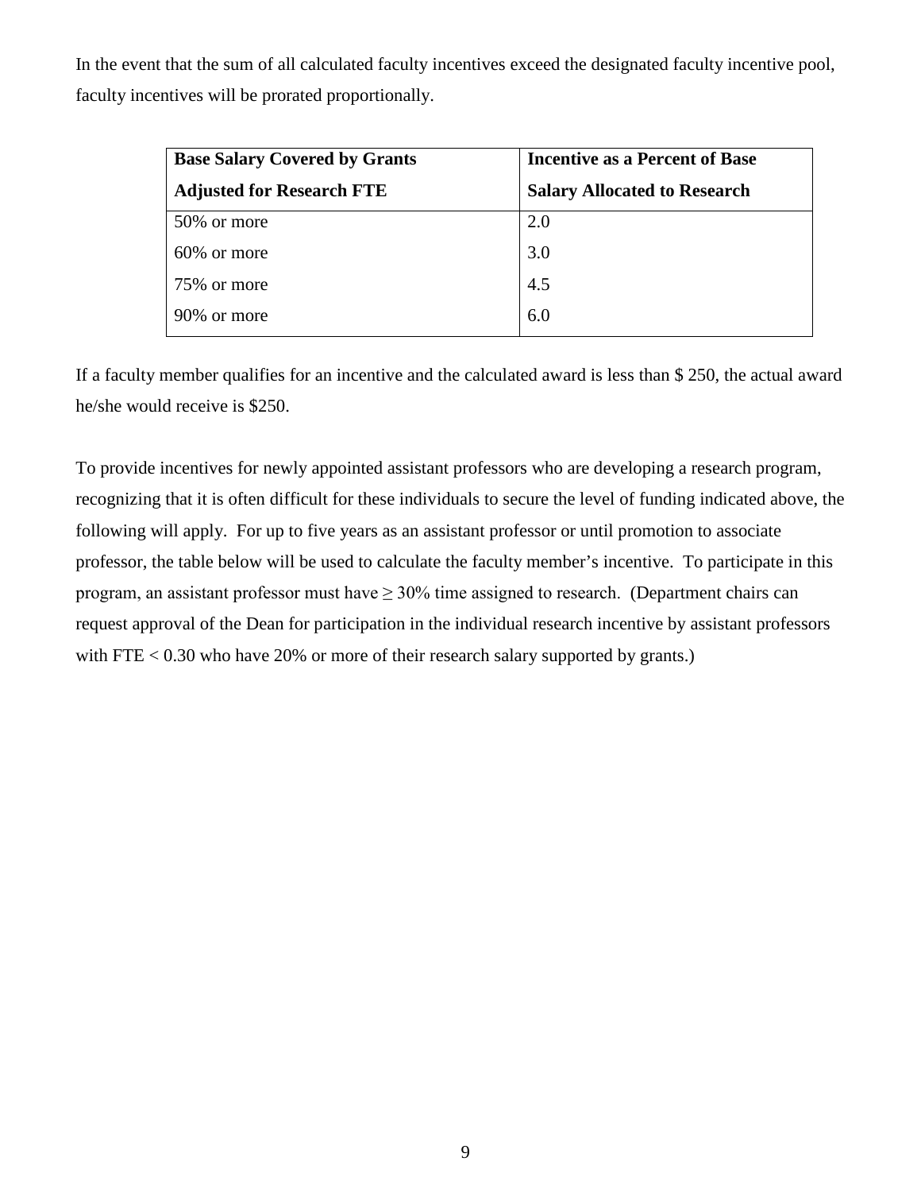In the event that the sum of all calculated faculty incentives exceed the designated faculty incentive pool, faculty incentives will be prorated proportionally.

| Base Salary Covered by Grants Adjusted for Research FTE | Incentive as a Percent of Base Salary Allocated to Research |
| --- | --- |
| 50% or more | 2.0 |
| 60% or more | 3.0 |
| 75% or more | 4.5 |
| 90% or more | 6.0 |

If a faculty member qualifies for an incentive and the calculated award is less than $ 250, the actual award he/she would receive is $250.

To provide incentives for newly appointed assistant professors who are developing a research program, recognizing that it is often difficult for these individuals to secure the level of funding indicated above, the following will apply. For up to five years as an assistant professor or until promotion to associate professor, the table below will be used to calculate the faculty member's incentive. To participate in this program, an assistant professor must have ≥ 30% time assigned to research. (Department chairs can request approval of the Dean for participation in the individual research incentive by assistant professors with FTE < 0.30 who have 20% or more of their research salary supported by grants.)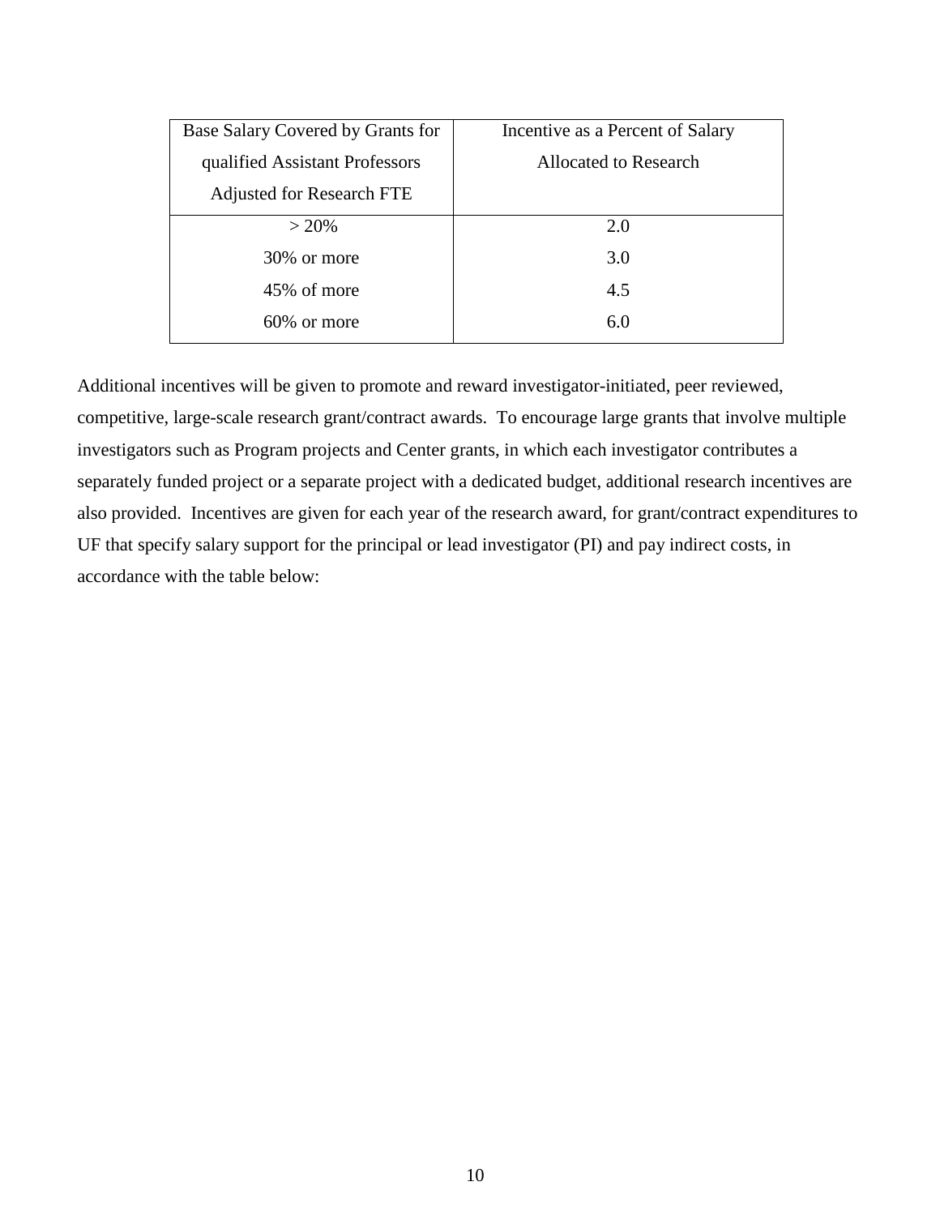| Base Salary Covered by Grants for qualified Assistant Professors Adjusted for Research FTE | Incentive as a Percent of Salary Allocated to Research |
|---|---|
| > 20% | 2.0 |
| 30% or more | 3.0 |
| 45% of more | 4.5 |
| 60% or more | 6.0 |

Additional incentives will be given to promote and reward investigator-initiated, peer reviewed, competitive, large-scale research grant/contract awards. To encourage large grants that involve multiple investigators such as Program projects and Center grants, in which each investigator contributes a separately funded project or a separate project with a dedicated budget, additional research incentives are also provided. Incentives are given for each year of the research award, for grant/contract expenditures to UF that specify salary support for the principal or lead investigator (PI) and pay indirect costs, in accordance with the table below: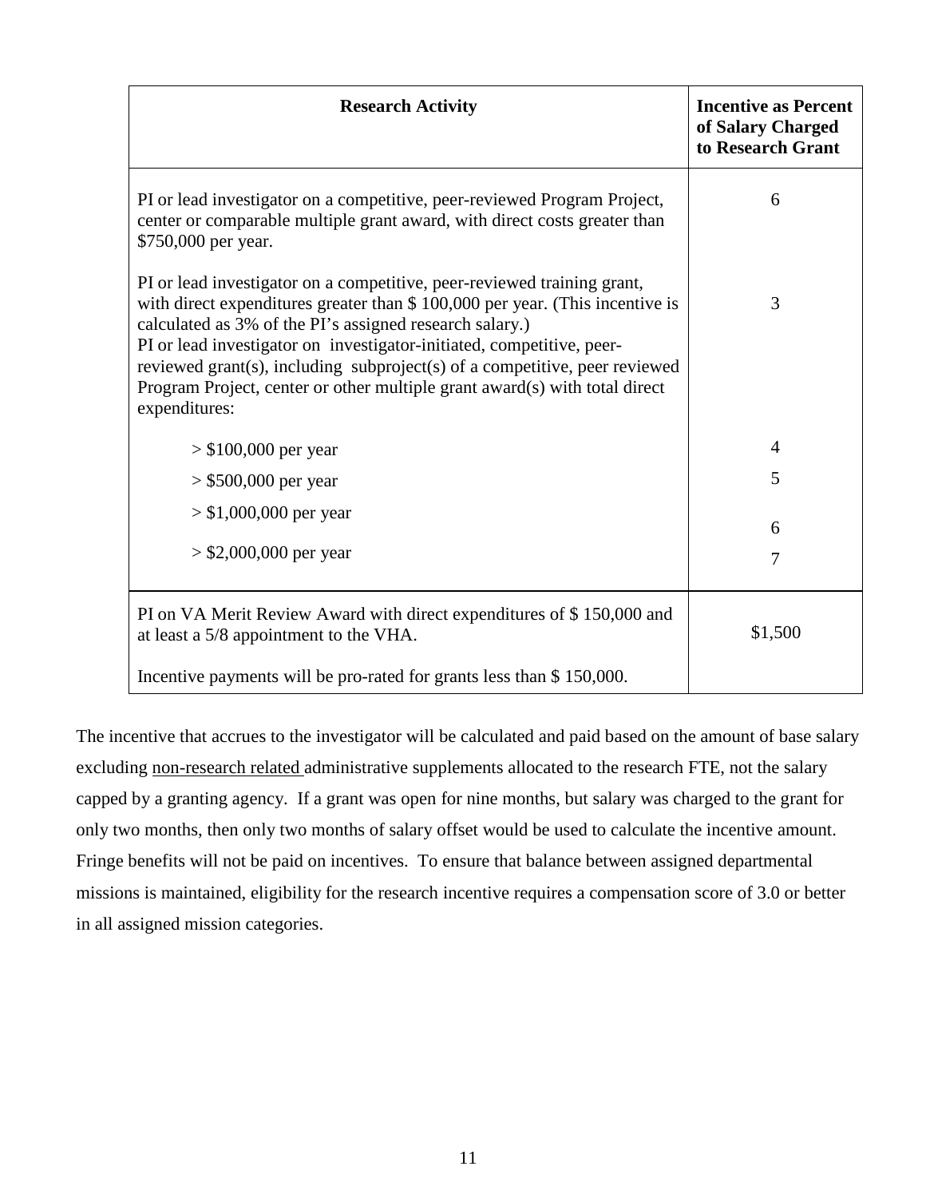| Research Activity | Incentive as Percent of Salary Charged to Research Grant |
|---|---|
| PI or lead investigator on a competitive, peer-reviewed Program Project, center or comparable multiple grant award, with direct costs greater than $750,000 per year. | 6 |
| PI or lead investigator on a competitive, peer-reviewed training grant, with direct expenditures greater than $ 100,000 per year. (This incentive is calculated as 3% of the PI's assigned research salary.) | 3 |
| PI or lead investigator on investigator-initiated, competitive, peer-reviewed grant(s), including subproject(s) of a competitive, peer reviewed Program Project, center or other multiple grant award(s) with total direct expenditures: | |
| > $100,000 per year | 4 |
| > $500,000 per year | 5 |
| > $1,000,000 per year | 6 |
| > $2,000,000 per year | 7 |
| PI on VA Merit Review Award with direct expenditures of $ 150,000 and at least a 5/8 appointment to the VHA. Incentive payments will be pro-rated for grants less than $ 150,000. | $1,500 |

The incentive that accrues to the investigator will be calculated and paid based on the amount of base salary excluding non-research related administrative supplements allocated to the research FTE, not the salary capped by a granting agency. If a grant was open for nine months, but salary was charged to the grant for only two months, then only two months of salary offset would be used to calculate the incentive amount. Fringe benefits will not be paid on incentives. To ensure that balance between assigned departmental missions is maintained, eligibility for the research incentive requires a compensation score of 3.0 or better in all assigned mission categories.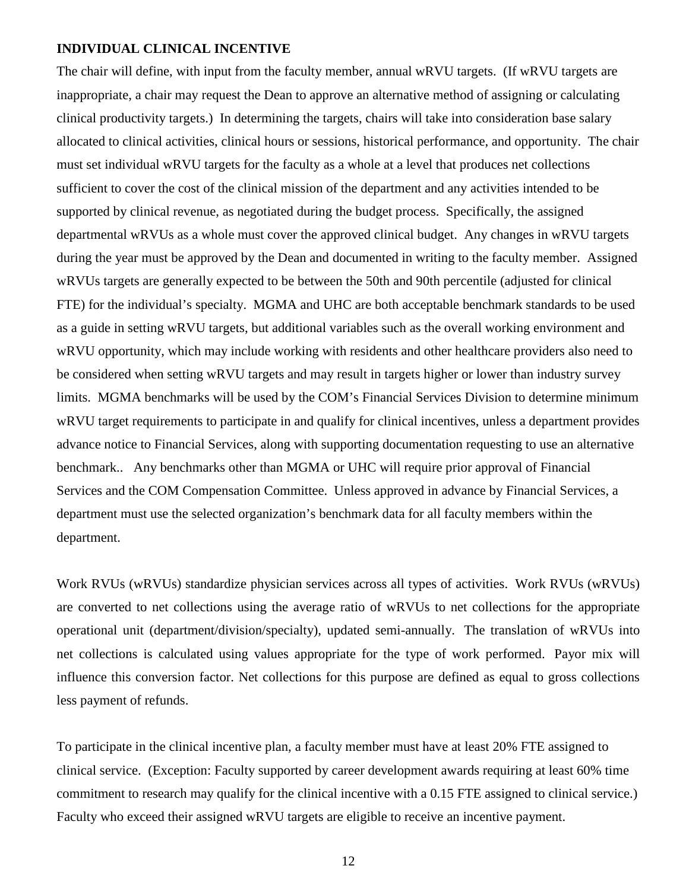**INDIVIDUAL CLINICAL INCENTIVE**

The chair will define, with input from the faculty member, annual wRVU targets. (If wRVU targets are inappropriate, a chair may request the Dean to approve an alternative method of assigning or calculating clinical productivity targets.) In determining the targets, chairs will take into consideration base salary allocated to clinical activities, clinical hours or sessions, historical performance, and opportunity. The chair must set individual wRVU targets for the faculty as a whole at a level that produces net collections sufficient to cover the cost of the clinical mission of the department and any activities intended to be supported by clinical revenue, as negotiated during the budget process. Specifically, the assigned departmental wRVUs as a whole must cover the approved clinical budget. Any changes in wRVU targets during the year must be approved by the Dean and documented in writing to the faculty member. Assigned wRVUs targets are generally expected to be between the 50th and 90th percentile (adjusted for clinical FTE) for the individual's specialty. MGMA and UHC are both acceptable benchmark standards to be used as a guide in setting wRVU targets, but additional variables such as the overall working environment and wRVU opportunity, which may include working with residents and other healthcare providers also need to be considered when setting wRVU targets and may result in targets higher or lower than industry survey limits. MGMA benchmarks will be used by the COM's Financial Services Division to determine minimum wRVU target requirements to participate in and qualify for clinical incentives, unless a department provides advance notice to Financial Services, along with supporting documentation requesting to use an alternative benchmark.. Any benchmarks other than MGMA or UHC will require prior approval of Financial Services and the COM Compensation Committee. Unless approved in advance by Financial Services, a department must use the selected organization's benchmark data for all faculty members within the department.

Work RVUs (wRVUs) standardize physician services across all types of activities. Work RVUs (wRVUs) are converted to net collections using the average ratio of wRVUs to net collections for the appropriate operational unit (department/division/specialty), updated semi-annually. The translation of wRVUs into net collections is calculated using values appropriate for the type of work performed. Payor mix will influence this conversion factor. Net collections for this purpose are defined as equal to gross collections less payment of refunds.

To participate in the clinical incentive plan, a faculty member must have at least 20% FTE assigned to clinical service. (Exception: Faculty supported by career development awards requiring at least 60% time commitment to research may qualify for the clinical incentive with a 0.15 FTE assigned to clinical service.) Faculty who exceed their assigned wRVU targets are eligible to receive an incentive payment.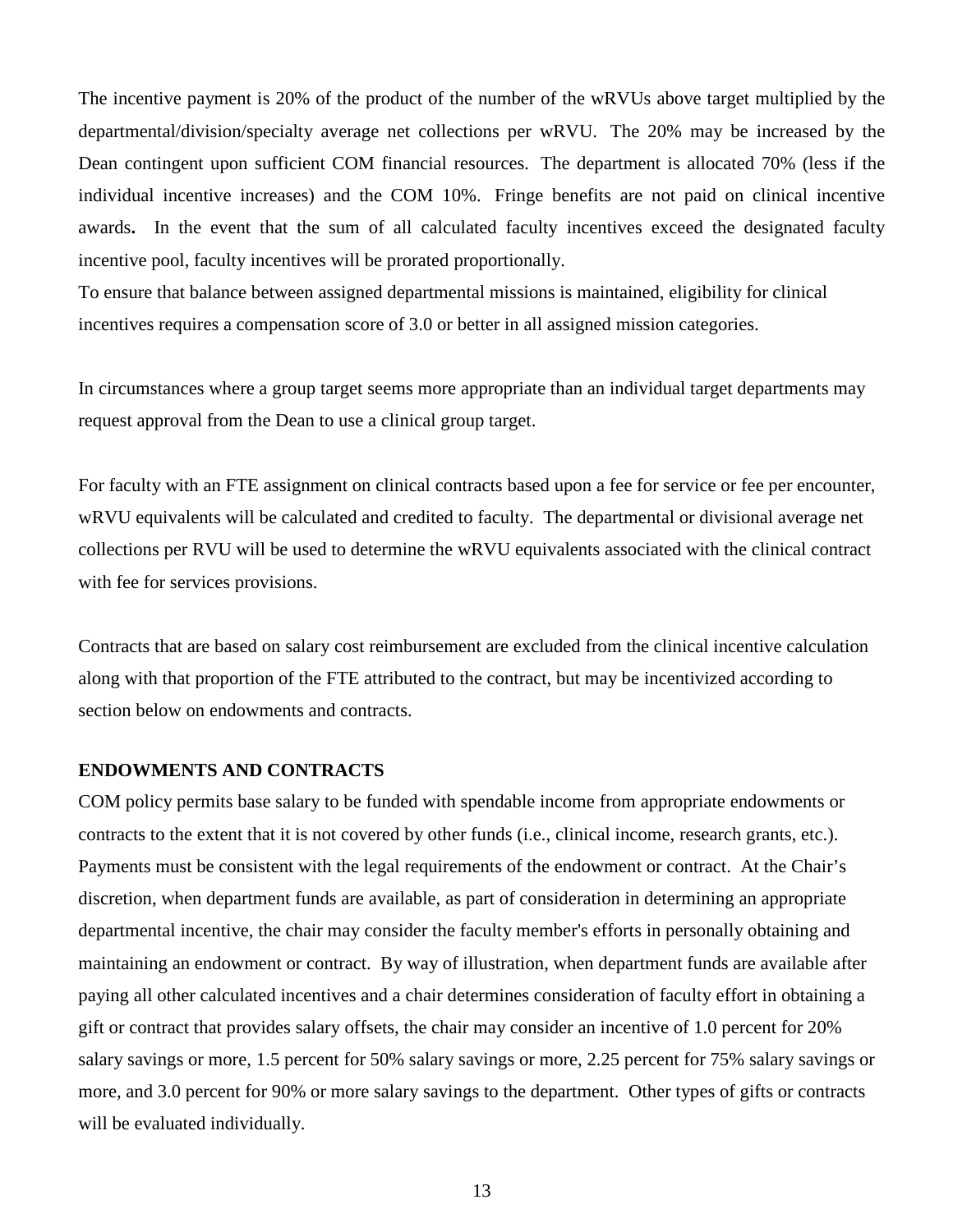The incentive payment is 20% of the product of the number of the wRVUs above target multiplied by the departmental/division/specialty average net collections per wRVU. The 20% may be increased by the Dean contingent upon sufficient COM financial resources. The department is allocated 70% (less if the individual incentive increases) and the COM 10%. Fringe benefits are not paid on clinical incentive awards**.** In the event that the sum of all calculated faculty incentives exceed the designated faculty incentive pool, faculty incentives will be prorated proportionally.

To ensure that balance between assigned departmental missions is maintained, eligibility for clinical incentives requires a compensation score of 3.0 or better in all assigned mission categories.

In circumstances where a group target seems more appropriate than an individual target departments may request approval from the Dean to use a clinical group target.

For faculty with an FTE assignment on clinical contracts based upon a fee for service or fee per encounter, wRVU equivalents will be calculated and credited to faculty. The departmental or divisional average net collections per RVU will be used to determine the wRVU equivalents associated with the clinical contract with fee for services provisions.

Contracts that are based on salary cost reimbursement are excluded from the clinical incentive calculation along with that proportion of the FTE attributed to the contract, but may be incentivized according to section below on endowments and contracts.

**ENDOWMENTS AND CONTRACTS**

COM policy permits base salary to be funded with spendable income from appropriate endowments or contracts to the extent that it is not covered by other funds (i.e., clinical income, research grants, etc.). Payments must be consistent with the legal requirements of the endowment or contract. At the Chair's discretion, when department funds are available, as part of consideration in determining an appropriate departmental incentive, the chair may consider the faculty member's efforts in personally obtaining and maintaining an endowment or contract. By way of illustration, when department funds are available after paying all other calculated incentives and a chair determines consideration of faculty effort in obtaining a gift or contract that provides salary offsets, the chair may consider an incentive of 1.0 percent for 20% salary savings or more, 1.5 percent for 50% salary savings or more, 2.25 percent for 75% salary savings or more, and 3.0 percent for 90% or more salary savings to the department. Other types of gifts or contracts will be evaluated individually.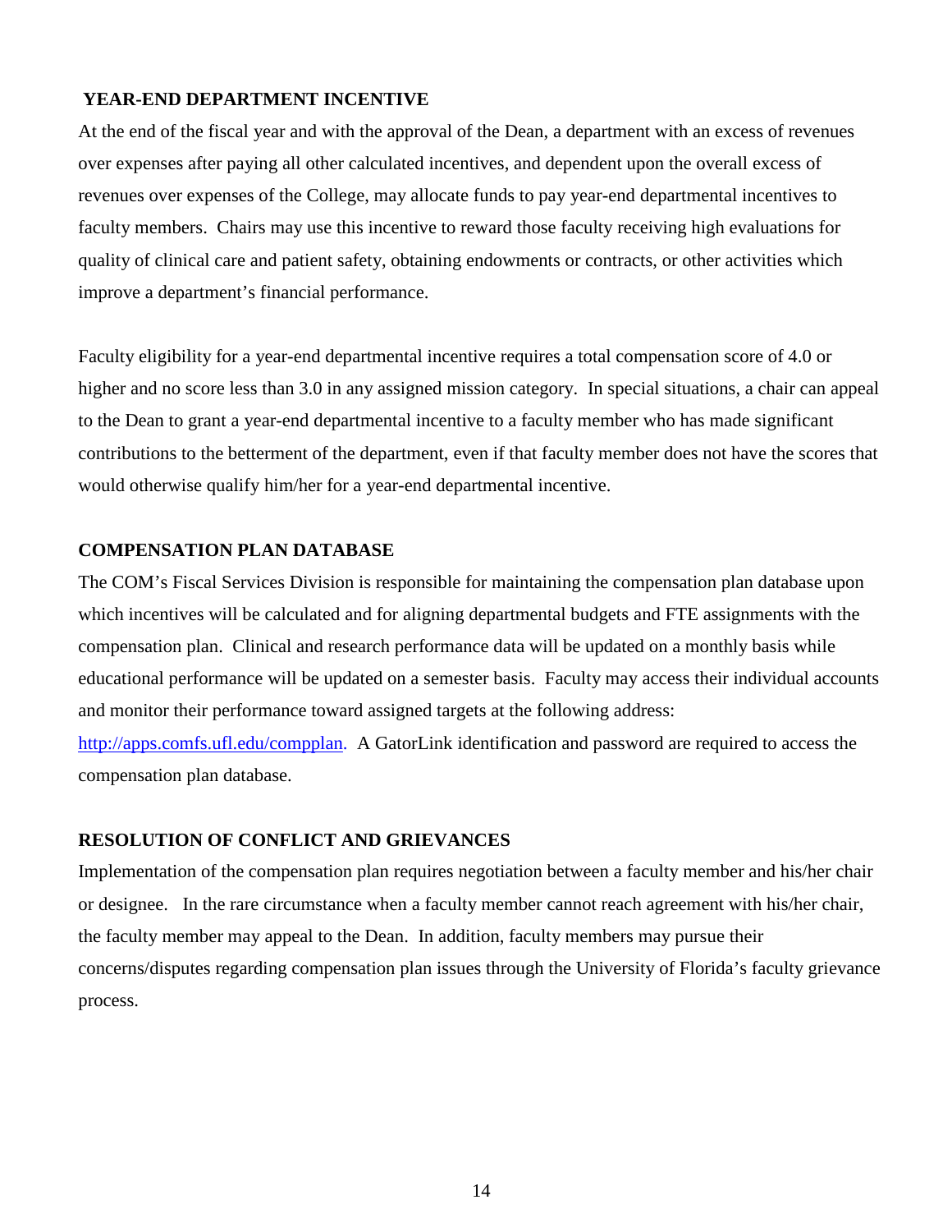## YEAR-END DEPARTMENT INCENTIVE

At the end of the fiscal year and with the approval of the Dean, a department with an excess of revenues over expenses after paying all other calculated incentives, and dependent upon the overall excess of revenues over expenses of the College, may allocate funds to pay year-end departmental incentives to faculty members. Chairs may use this incentive to reward those faculty receiving high evaluations for quality of clinical care and patient safety, obtaining endowments or contracts, or other activities which improve a department's financial performance.

Faculty eligibility for a year-end departmental incentive requires a total compensation score of 4.0 or higher and no score less than 3.0 in any assigned mission category. In special situations, a chair can appeal to the Dean to grant a year-end departmental incentive to a faculty member who has made significant contributions to the betterment of the department, even if that faculty member does not have the scores that would otherwise qualify him/her for a year-end departmental incentive.

## COMPENSATION PLAN DATABASE

The COM's Fiscal Services Division is responsible for maintaining the compensation plan database upon which incentives will be calculated and for aligning departmental budgets and FTE assignments with the compensation plan. Clinical and research performance data will be updated on a monthly basis while educational performance will be updated on a semester basis. Faculty may access their individual accounts and monitor their performance toward assigned targets at the following address: [http://apps.comfs.ufl.edu/compplan](http://apps.comfs.ufl.edu/compplan). A GatorLink identification and password are required to access the compensation plan database.

## RESOLUTION OF CONFLICT AND GRIEVANCES

Implementation of the compensation plan requires negotiation between a faculty member and his/her chair or designee. In the rare circumstance when a faculty member cannot reach agreement with his/her chair, the faculty member may appeal to the Dean. In addition, faculty members may pursue their concerns/disputes regarding compensation plan issues through the University of Florida's faculty grievance process.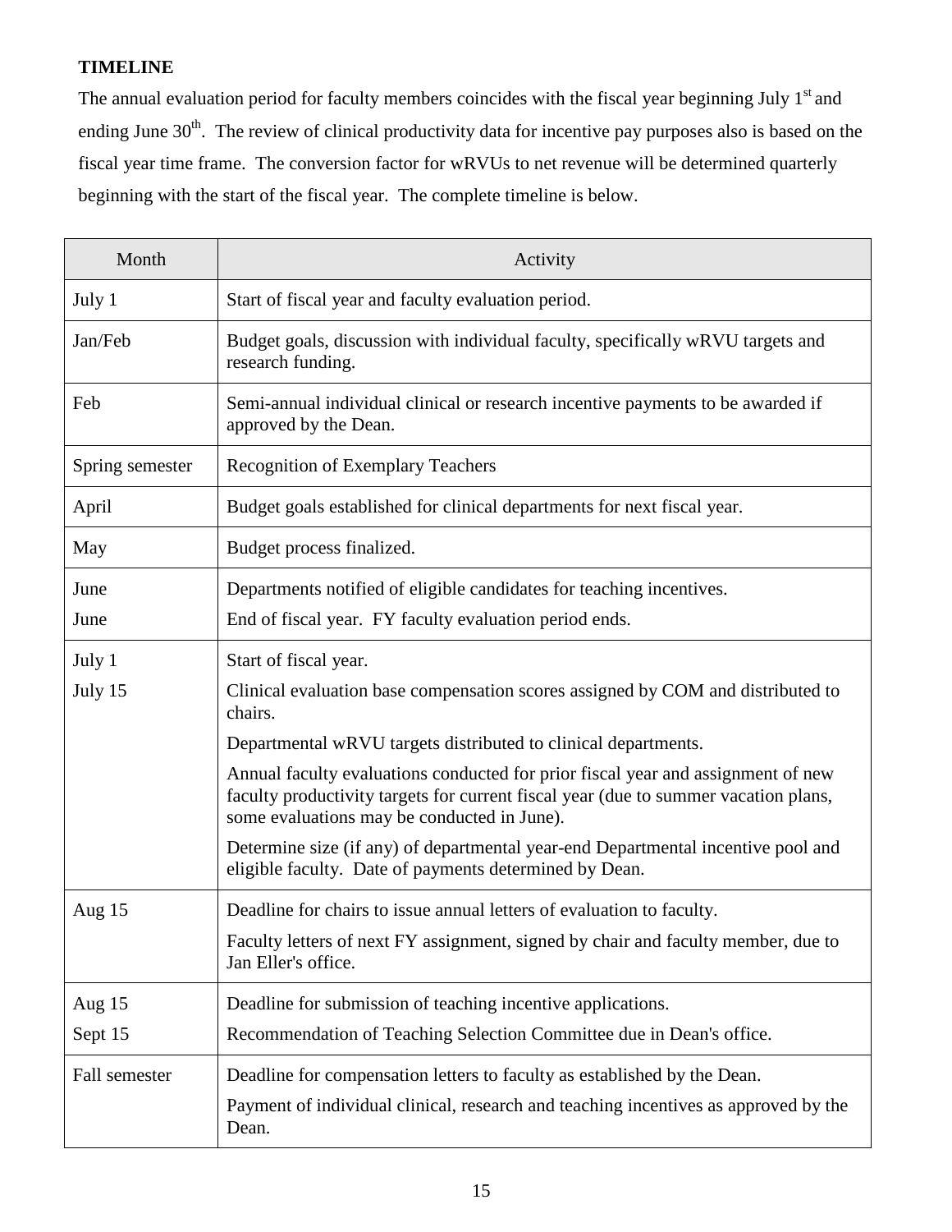**TIMELINE**

The annual evaluation period for faculty members coincides with the fiscal year beginning July 1st and ending June 30th. The review of clinical productivity data for incentive pay purposes also is based on the fiscal year time frame. The conversion factor for wRVUs to net revenue will be determined quarterly beginning with the start of the fiscal year. The complete timeline is below.

| Month | Activity |
|---|---|
| July 1 | Start of fiscal year and faculty evaluation period. |
| Jan/Feb | Budget goals, discussion with individual faculty, specifically wRVU targets and research funding. |
| Feb | Semi-annual individual clinical or research incentive payments to be awarded if approved by the Dean. |
| Spring semester | Recognition of Exemplary Teachers |
| April | Budget goals established for clinical departments for next fiscal year. |
| May | Budget process finalized. |
| June<br>June | Departments notified of eligible candidates for teaching incentives.<br>End of fiscal year. FY faculty evaluation period ends. |
| July 1<br>July 15 | Start of fiscal year.<br>Clinical evaluation base compensation scores assigned by COM and distributed to chairs.<br>Departmental wRVU targets distributed to clinical departments.<br>Annual faculty evaluations conducted for prior fiscal year and assignment of new faculty productivity targets for current fiscal year (due to summer vacation plans, some evaluations may be conducted in June).<br>Determine size (if any) of departmental year-end Departmental incentive pool and eligible faculty. Date of payments determined by Dean. |
| Aug 15 | Deadline for chairs to issue annual letters of evaluation to faculty.<br>Faculty letters of next FY assignment, signed by chair and faculty member, due to Jan Eller's office. |
| Aug 15<br>Sept 15 | Deadline for submission of teaching incentive applications.<br>Recommendation of Teaching Selection Committee due in Dean's office. |
| Fall semester | Deadline for compensation letters to faculty as established by the Dean.<br>Payment of individual clinical, research and teaching incentives as approved by the Dean. |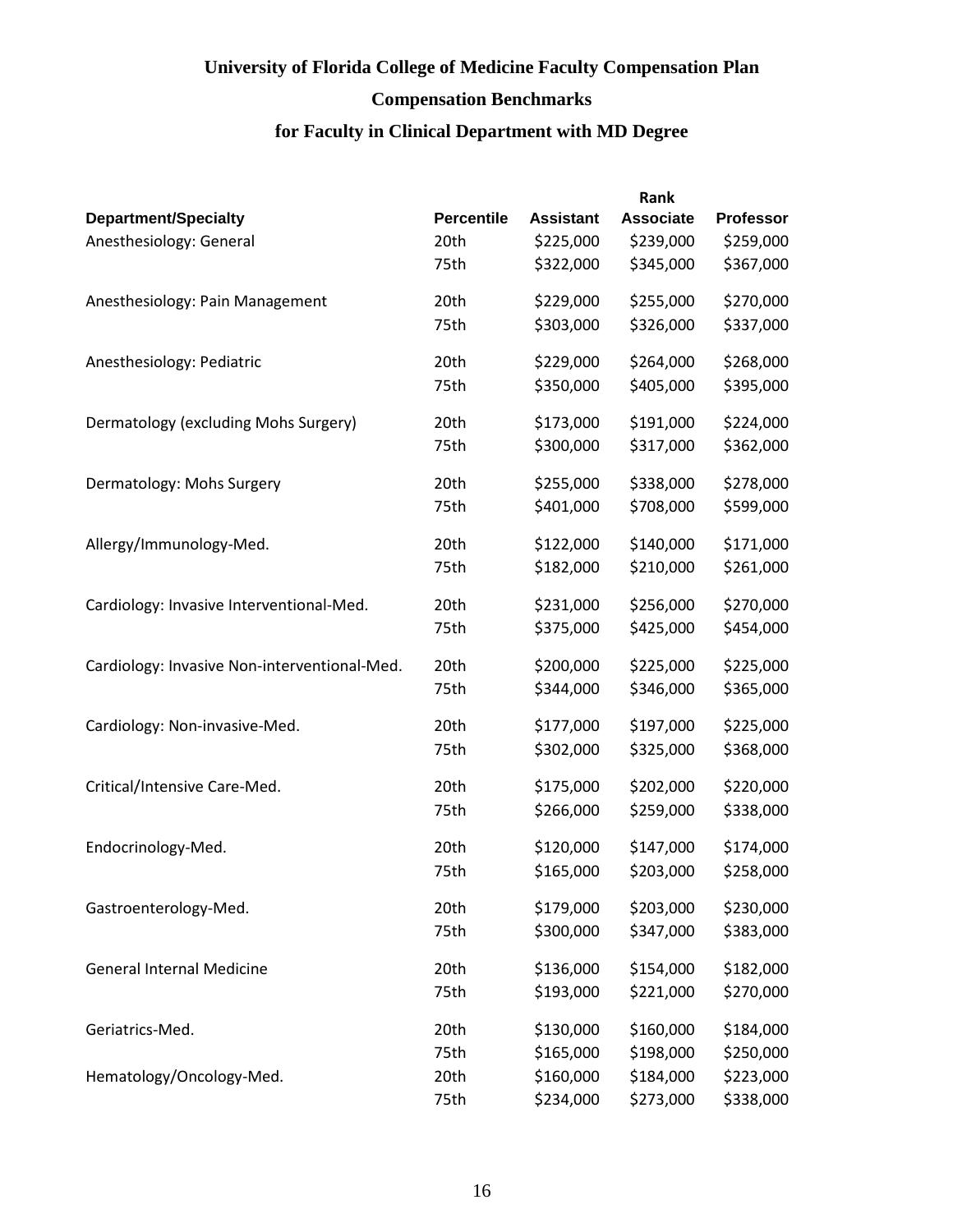# University of Florida College of Medicine Faculty Compensation Plan

## Compensation Benchmarks

## for Faculty in Clinical Department with MD Degree

| | | Rank | | |
|---|---|---|---|---|
| **Department/Specialty** | **Percentile** | **Assistant** | **Associate** | **Professor** |
| Anesthesiology: General | 20th | $225,000 | $239,000 | $259,000 |
| | 75th | $322,000 | $345,000 | $367,000 |
| Anesthesiology: Pain Management | 20th | $229,000 | $255,000 | $270,000 |
| | 75th | $303,000 | $326,000 | $337,000 |
| Anesthesiology: Pediatric | 20th | $229,000 | $264,000 | $268,000 |
| | 75th | $350,000 | $405,000 | $395,000 |
| Dermatology (excluding Mohs Surgery) | 20th | $173,000 | $191,000 | $224,000 |
| | 75th | $300,000 | $317,000 | $362,000 |
| Dermatology: Mohs Surgery | 20th | $255,000 | $338,000 | $278,000 |
| | 75th | $401,000 | $708,000 | $599,000 |
| Allergy/Immunology-Med. | 20th | $122,000 | $140,000 | $171,000 |
| | 75th | $182,000 | $210,000 | $261,000 |
| Cardiology: Invasive Interventional-Med. | 20th | $231,000 | $256,000 | $270,000 |
| | 75th | $375,000 | $425,000 | $454,000 |
| Cardiology: Invasive Non-interventional-Med. | 20th | $200,000 | $225,000 | $225,000 |
| | 75th | $344,000 | $346,000 | $365,000 |
| Cardiology: Non-invasive-Med. | 20th | $177,000 | $197,000 | $225,000 |
| | 75th | $302,000 | $325,000 | $368,000 |
| Critical/Intensive Care-Med. | 20th | $175,000 | $202,000 | $220,000 |
| | 75th | $266,000 | $259,000 | $338,000 |
| Endocrinology-Med. | 20th | $120,000 | $147,000 | $174,000 |
| | 75th | $165,000 | $203,000 | $258,000 |
| Gastroenterology-Med. | 20th | $179,000 | $203,000 | $230,000 |
| | 75th | $300,000 | $347,000 | $383,000 |
| General Internal Medicine | 20th | $136,000 | $154,000 | $182,000 |
| | 75th | $193,000 | $221,000 | $270,000 |
| Geriatrics-Med. | 20th | $130,000 | $160,000 | $184,000 |
| | 75th | $165,000 | $198,000 | $250,000 |
| Hematology/Oncology-Med. | 20th | $160,000 | $184,000 | $223,000 |
| | 75th | $234,000 | $273,000 | $338,000 |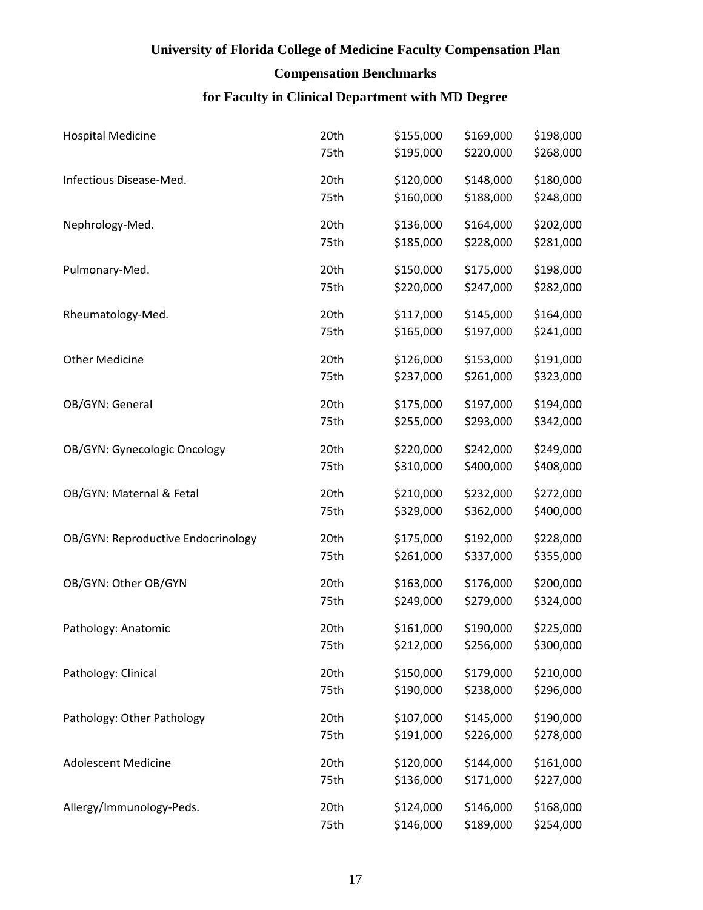**University of Florida College of Medicine Faculty Compensation Plan**

**Compensation Benchmarks**

**for Faculty in Clinical Department with MD Degree**

| | | | | |
|---|---|---|---|---|
| Hospital Medicine | 20th | $155,000 | $169,000 | $198,000 |
| | 75th | $195,000 | $220,000 | $268,000 |
| Infectious Disease-Med. | 20th | $120,000 | $148,000 | $180,000 |
| | 75th | $160,000 | $188,000 | $248,000 |
| Nephrology-Med. | 20th | $136,000 | $164,000 | $202,000 |
| | 75th | $185,000 | $228,000 | $281,000 |
| Pulmonary-Med. | 20th | $150,000 | $175,000 | $198,000 |
| | 75th | $220,000 | $247,000 | $282,000 |
| Rheumatology-Med. | 20th | $117,000 | $145,000 | $164,000 |
| | 75th | $165,000 | $197,000 | $241,000 |
| Other Medicine | 20th | $126,000 | $153,000 | $191,000 |
| | 75th | $237,000 | $261,000 | $323,000 |
| OB/GYN: General | 20th | $175,000 | $197,000 | $194,000 |
| | 75th | $255,000 | $293,000 | $342,000 |
| OB/GYN: Gynecologic Oncology | 20th | $220,000 | $242,000 | $249,000 |
| | 75th | $310,000 | $400,000 | $408,000 |
| OB/GYN: Maternal & Fetal | 20th | $210,000 | $232,000 | $272,000 |
| | 75th | $329,000 | $362,000 | $400,000 |
| OB/GYN: Reproductive Endocrinology | 20th | $175,000 | $192,000 | $228,000 |
| | 75th | $261,000 | $337,000 | $355,000 |
| OB/GYN: Other OB/GYN | 20th | $163,000 | $176,000 | $200,000 |
| | 75th | $249,000 | $279,000 | $324,000 |
| Pathology: Anatomic | 20th | $161,000 | $190,000 | $225,000 |
| | 75th | $212,000 | $256,000 | $300,000 |
| Pathology: Clinical | 20th | $150,000 | $179,000 | $210,000 |
| | 75th | $190,000 | $238,000 | $296,000 |
| Pathology: Other Pathology | 20th | $107,000 | $145,000 | $190,000 |
| | 75th | $191,000 | $226,000 | $278,000 |
| Adolescent Medicine | 20th | $120,000 | $144,000 | $161,000 |
| | 75th | $136,000 | $171,000 | $227,000 |
| Allergy/Immunology-Peds. | 20th | $124,000 | $146,000 | $168,000 |
| | 75th | $146,000 | $189,000 | $254,000 |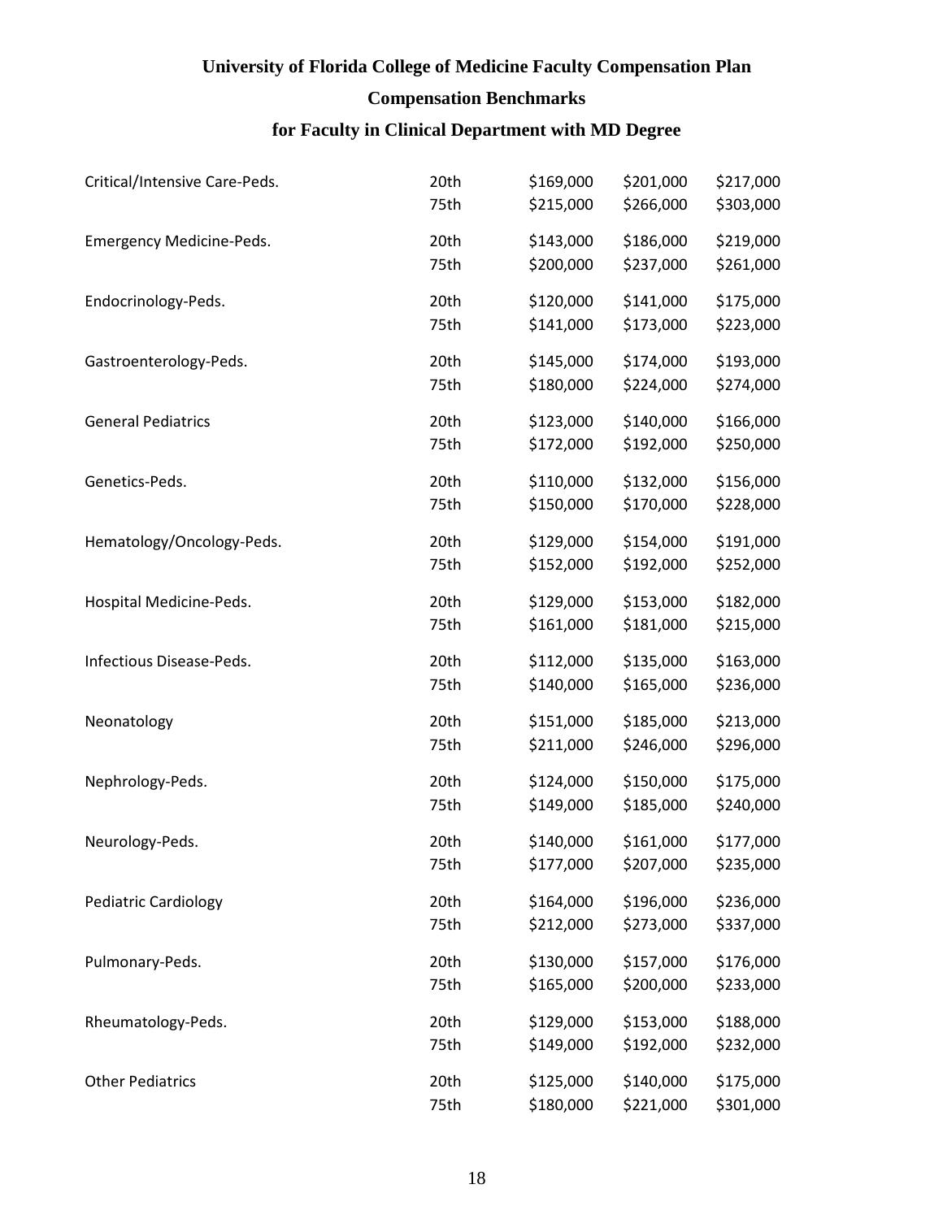**University of Florida College of Medicine Faculty Compensation Plan**

**Compensation Benchmarks**

**for Faculty in Clinical Department with MD Degree**

| | | | | |
|---|---|---|---|---|
| Critical/Intensive Care-Peds. | 20th | $169,000 | $201,000 | $217,000 |
| | 75th | $215,000 | $266,000 | $303,000 |
| Emergency Medicine-Peds. | 20th | $143,000 | $186,000 | $219,000 |
| | 75th | $200,000 | $237,000 | $261,000 |
| Endocrinology-Peds. | 20th | $120,000 | $141,000 | $175,000 |
| | 75th | $141,000 | $173,000 | $223,000 |
| Gastroenterology-Peds. | 20th | $145,000 | $174,000 | $193,000 |
| | 75th | $180,000 | $224,000 | $274,000 |
| General Pediatrics | 20th | $123,000 | $140,000 | $166,000 |
| | 75th | $172,000 | $192,000 | $250,000 |
| Genetics-Peds. | 20th | $110,000 | $132,000 | $156,000 |
| | 75th | $150,000 | $170,000 | $228,000 |
| Hematology/Oncology-Peds. | 20th | $129,000 | $154,000 | $191,000 |
| | 75th | $152,000 | $192,000 | $252,000 |
| Hospital Medicine-Peds. | 20th | $129,000 | $153,000 | $182,000 |
| | 75th | $161,000 | $181,000 | $215,000 |
| Infectious Disease-Peds. | 20th | $112,000 | $135,000 | $163,000 |
| | 75th | $140,000 | $165,000 | $236,000 |
| Neonatology | 20th | $151,000 | $185,000 | $213,000 |
| | 75th | $211,000 | $246,000 | $296,000 |
| Nephrology-Peds. | 20th | $124,000 | $150,000 | $175,000 |
| | 75th | $149,000 | $185,000 | $240,000 |
| Neurology-Peds. | 20th | $140,000 | $161,000 | $177,000 |
| | 75th | $177,000 | $207,000 | $235,000 |
| Pediatric Cardiology | 20th | $164,000 | $196,000 | $236,000 |
| | 75th | $212,000 | $273,000 | $337,000 |
| Pulmonary-Peds. | 20th | $130,000 | $157,000 | $176,000 |
| | 75th | $165,000 | $200,000 | $233,000 |
| Rheumatology-Peds. | 20th | $129,000 | $153,000 | $188,000 |
| | 75th | $149,000 | $192,000 | $232,000 |
| Other Pediatrics | 20th | $125,000 | $140,000 | $175,000 |
| | 75th | $180,000 | $221,000 | $301,000 |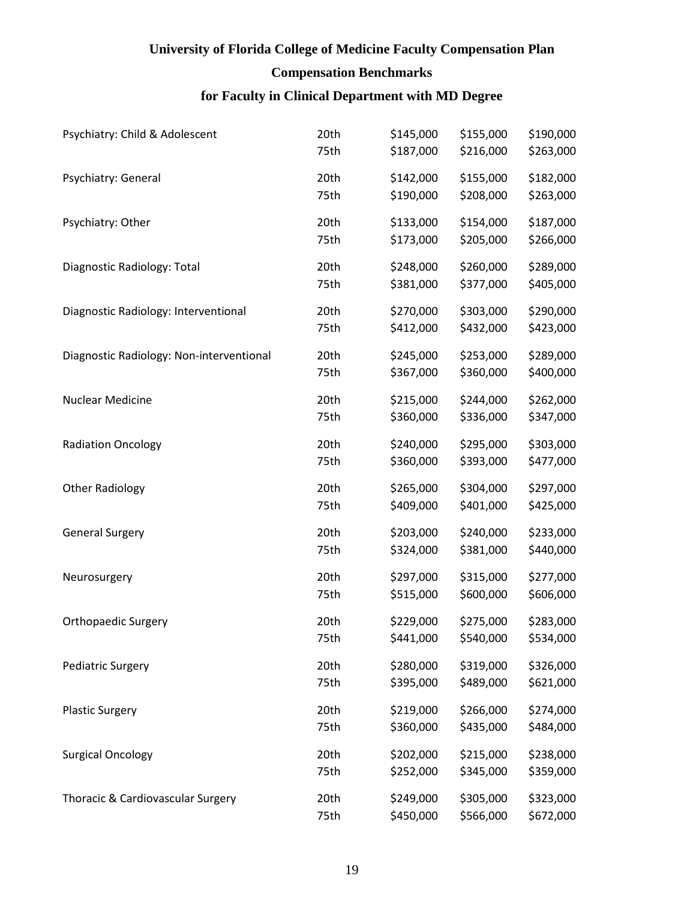# University of Florida College of Medicine Faculty Compensation Plan

## Compensation Benchmarks

## for Faculty in Clinical Department with MD Degree

| | | | | |
|---|---|---|---|---|
| Psychiatry: Child & Adolescent | 20th | $145,000 | $155,000 | $190,000 |
| | 75th | $187,000 | $216,000 | $263,000 |
| Psychiatry: General | 20th | $142,000 | $155,000 | $182,000 |
| | 75th | $190,000 | $208,000 | $263,000 |
| Psychiatry: Other | 20th | $133,000 | $154,000 | $187,000 |
| | 75th | $173,000 | $205,000 | $266,000 |
| Diagnostic Radiology: Total | 20th | $248,000 | $260,000 | $289,000 |
| | 75th | $381,000 | $377,000 | $405,000 |
| Diagnostic Radiology: Interventional | 20th | $270,000 | $303,000 | $290,000 |
| | 75th | $412,000 | $432,000 | $423,000 |
| Diagnostic Radiology: Non-interventional | 20th | $245,000 | $253,000 | $289,000 |
| | 75th | $367,000 | $360,000 | $400,000 |
| Nuclear Medicine | 20th | $215,000 | $244,000 | $262,000 |
| | 75th | $360,000 | $336,000 | $347,000 |
| Radiation Oncology | 20th | $240,000 | $295,000 | $303,000 |
| | 75th | $360,000 | $393,000 | $477,000 |
| Other Radiology | 20th | $265,000 | $304,000 | $297,000 |
| | 75th | $409,000 | $401,000 | $425,000 |
| General Surgery | 20th | $203,000 | $240,000 | $233,000 |
| | 75th | $324,000 | $381,000 | $440,000 |
| Neurosurgery | 20th | $297,000 | $315,000 | $277,000 |
| | 75th | $515,000 | $600,000 | $606,000 |
| Orthopaedic Surgery | 20th | $229,000 | $275,000 | $283,000 |
| | 75th | $441,000 | $540,000 | $534,000 |
| Pediatric Surgery | 20th | $280,000 | $319,000 | $326,000 |
| | 75th | $395,000 | $489,000 | $621,000 |
| Plastic Surgery | 20th | $219,000 | $266,000 | $274,000 |
| | 75th | $360,000 | $435,000 | $484,000 |
| Surgical Oncology | 20th | $202,000 | $215,000 | $238,000 |
| | 75th | $252,000 | $345,000 | $359,000 |
| Thoracic & Cardiovascular Surgery | 20th | $249,000 | $305,000 | $323,000 |
| | 75th | $450,000 | $566,000 | $672,000 |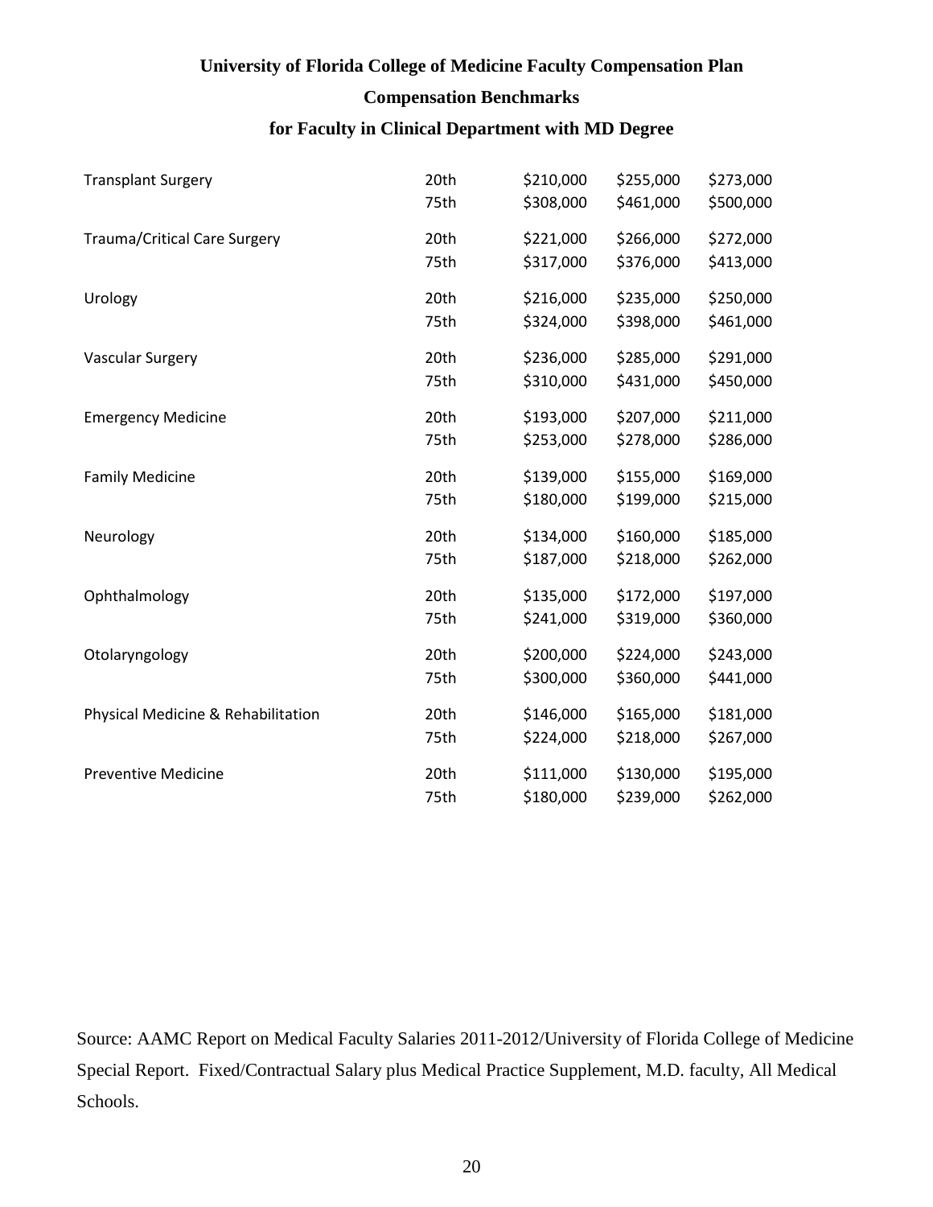**University of Florida College of Medicine Faculty Compensation Plan**

**Compensation Benchmarks**

**for Faculty in Clinical Department with MD Degree**

| | | | | |
|---|---|---|---|---|
| Transplant Surgery | 20th | $210,000 | $255,000 | $273,000 |
| | 75th | $308,000 | $461,000 | $500,000 |
| Trauma/Critical Care Surgery | 20th | $221,000 | $266,000 | $272,000 |
| | 75th | $317,000 | $376,000 | $413,000 |
| Urology | 20th | $216,000 | $235,000 | $250,000 |
| | 75th | $324,000 | $398,000 | $461,000 |
| Vascular Surgery | 20th | $236,000 | $285,000 | $291,000 |
| | 75th | $310,000 | $431,000 | $450,000 |
| Emergency Medicine | 20th | $193,000 | $207,000 | $211,000 |
| | 75th | $253,000 | $278,000 | $286,000 |
| Family Medicine | 20th | $139,000 | $155,000 | $169,000 |
| | 75th | $180,000 | $199,000 | $215,000 |
| Neurology | 20th | $134,000 | $160,000 | $185,000 |
| | 75th | $187,000 | $218,000 | $262,000 |
| Ophthalmology | 20th | $135,000 | $172,000 | $197,000 |
| | 75th | $241,000 | $319,000 | $360,000 |
| Otolaryngology | 20th | $200,000 | $224,000 | $243,000 |
| | 75th | $300,000 | $360,000 | $441,000 |
| Physical Medicine & Rehabilitation | 20th | $146,000 | $165,000 | $181,000 |
| | 75th | $224,000 | $218,000 | $267,000 |
| Preventive Medicine | 20th | $111,000 | $130,000 | $195,000 |
| | 75th | $180,000 | $239,000 | $262,000 |

Source: AAMC Report on Medical Faculty Salaries 2011-2012/University of Florida College of Medicine Special Report. Fixed/Contractual Salary plus Medical Practice Supplement, M.D. faculty, All Medical Schools.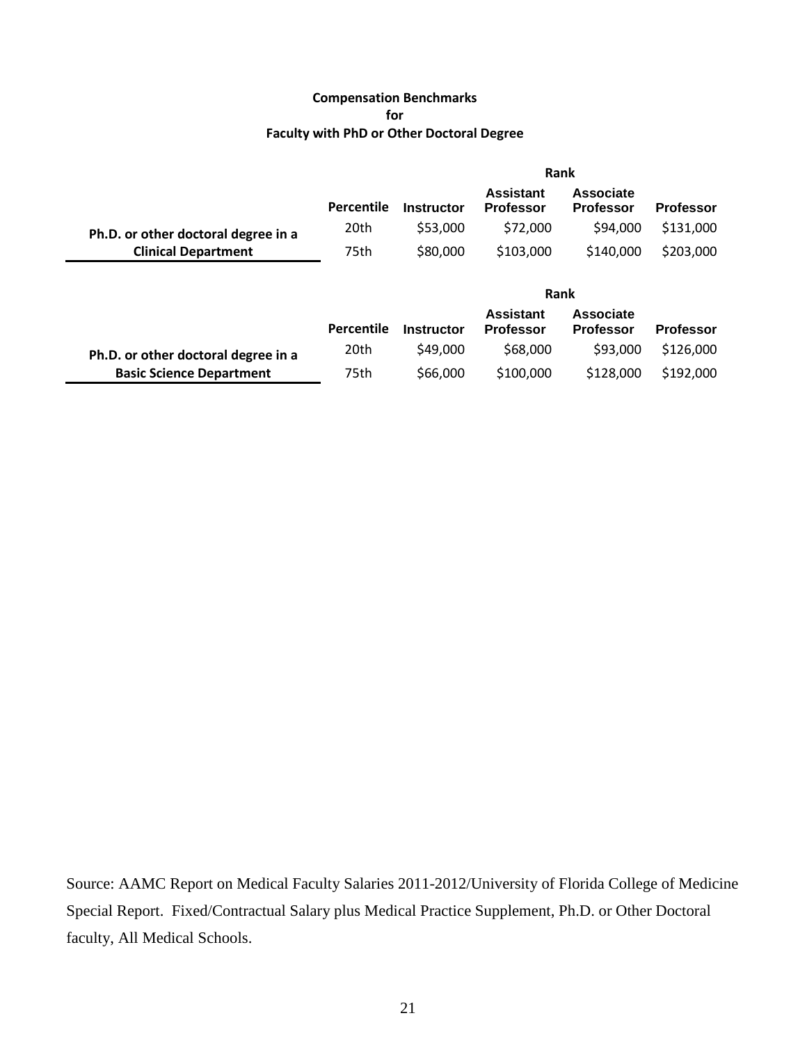**Compensation Benchmarks**
**for**
**Faculty with PhD or Other Doctoral Degree**

| | | Rank | | | |
|---|---|---|---|---|---|
| | **Percentile** | **Instructor** | **Assistant Professor** | **Associate Professor** | **Professor** |
| **Ph.D. or other doctoral degree in a Clinical Department** | 20th | \$53,000 | \$72,000 | \$94,000 | \$131,000 |
| | 75th | \$80,000 | \$103,000 | \$140,000 | \$203,000 |

| | | Rank | | | |
|---|---|---|---|---|---|
| | **Percentile** | **Instructor** | **Assistant Professor** | **Associate Professor** | **Professor** |
| **Ph.D. or other doctoral degree in a Basic Science Department** | 20th | \$49,000 | \$68,000 | \$93,000 | \$126,000 |
| | 75th | \$66,000 | \$100,000 | \$128,000 | \$192,000 |

Source: AAMC Report on Medical Faculty Salaries 2011-2012/University of Florida College of Medicine Special Report. Fixed/Contractual Salary plus Medical Practice Supplement, Ph.D. or Other Doctoral faculty, All Medical Schools.